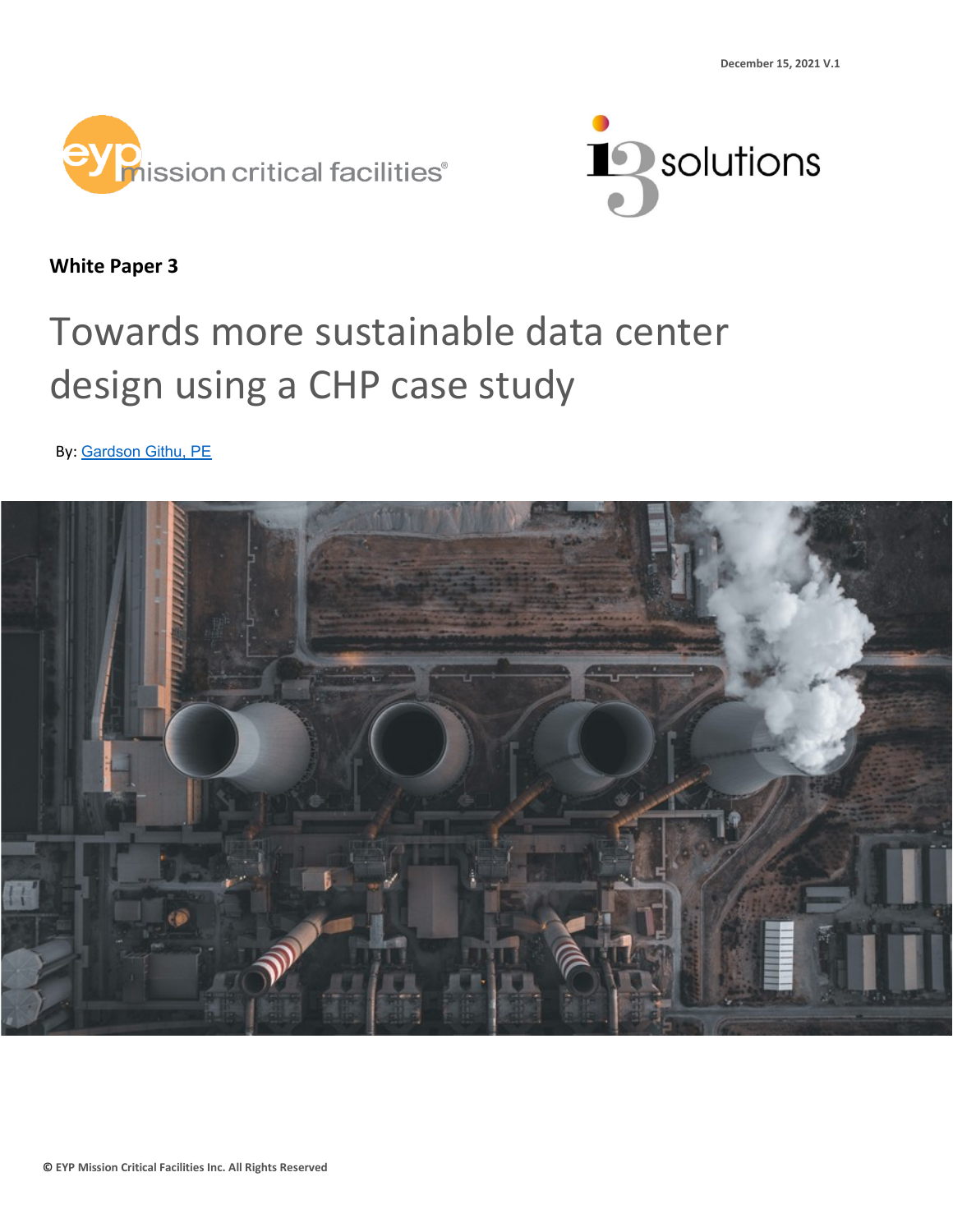December 15, 2021 V.1

**White Paper 3**

# Towards more sustainable data center design using a CHP case study

By: [Gardson Githu, PE]

© EYP Mission Critical Facilities Inc. All Rights Reserved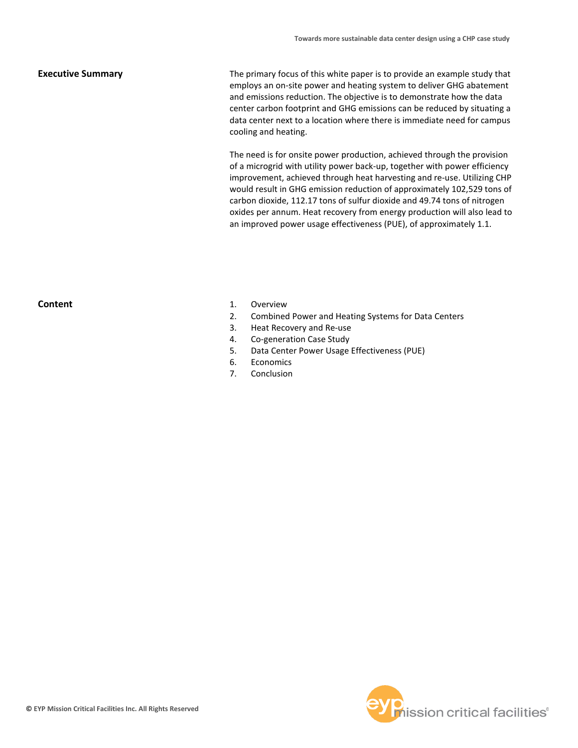## Executive Summary

The primary focus of this white paper is to provide an example study that employs an on-site power and heating system to deliver GHG abatement and emissions reduction. The objective is to demonstrate how the data center carbon footprint and GHG emissions can be reduced by situating a data center next to a location where there is immediate need for campus cooling and heating.

The need is for onsite power production, achieved through the provision of a microgrid with utility power back-up, together with power efficiency improvement, achieved through heat harvesting and re-use. Utilizing CHP would result in GHG emission reduction of approximately 102,529 tons of carbon dioxide, 112.17 tons of sulfur dioxide and 49.74 tons of nitrogen oxides per annum. Heat recovery from energy production will also lead to an improved power usage effectiveness (PUE), of approximately 1.1.

## Content

1. Overview
2. Combined Power and Heating Systems for Data Centers
3. Heat Recovery and Re-use
4. Co-generation Case Study
5. Data Center Power Usage Effectiveness (PUE)
6. Economics
7. Conclusion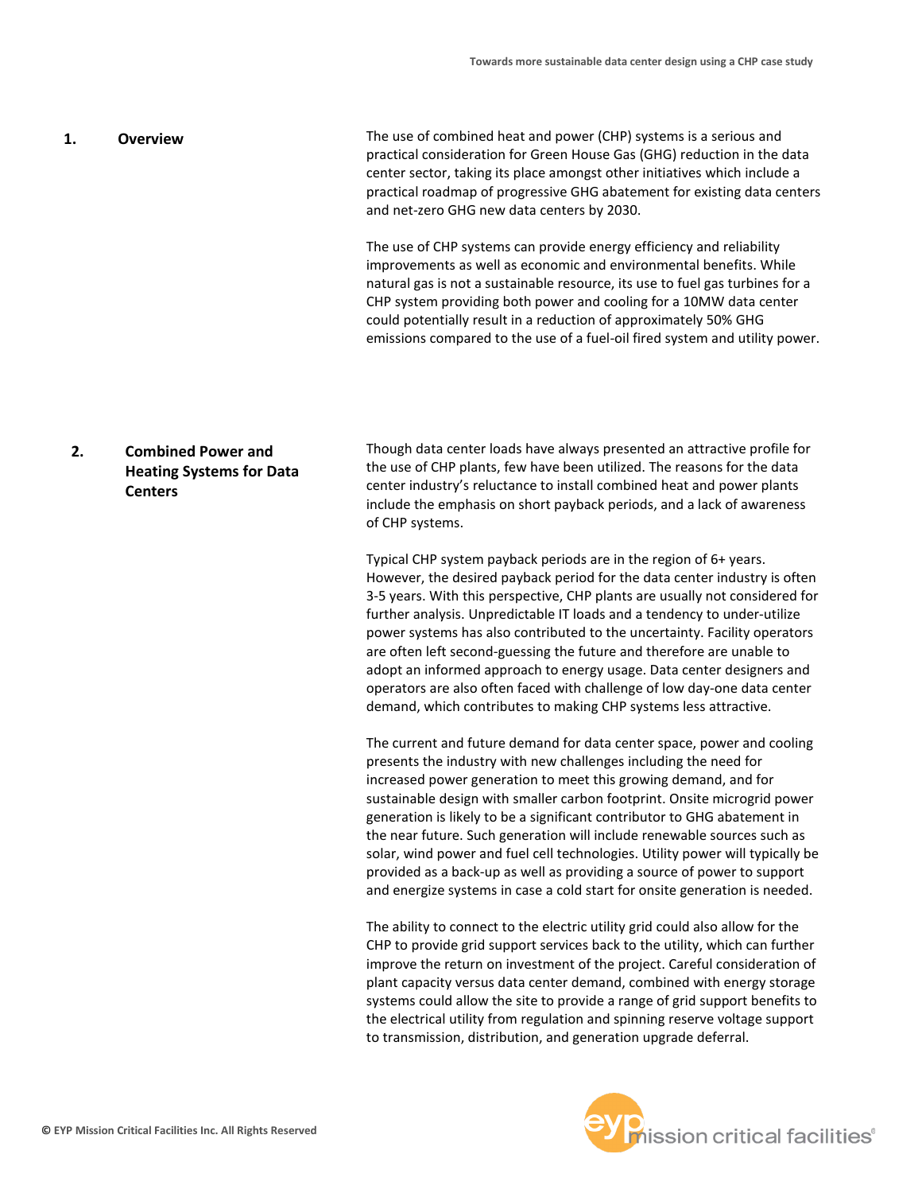## 1. Overview

The use of combined heat and power (CHP) systems is a serious and practical consideration for Green House Gas (GHG) reduction in the data center sector, taking its place amongst other initiatives which include a practical roadmap of progressive GHG abatement for existing data centers and net-zero GHG new data centers by 2030.

The use of CHP systems can provide energy efficiency and reliability improvements as well as economic and environmental benefits. While natural gas is not a sustainable resource, its use to fuel gas turbines for a CHP system providing both power and cooling for a 10MW data center could potentially result in a reduction of approximately 50% GHG emissions compared to the use of a fuel-oil fired system and utility power.

## 2. Combined Power and Heating Systems for Data Centers

Though data center loads have always presented an attractive profile for the use of CHP plants, few have been utilized. The reasons for the data center industry's reluctance to install combined heat and power plants include the emphasis on short payback periods, and a lack of awareness of CHP systems.

Typical CHP system payback periods are in the region of 6+ years. However, the desired payback period for the data center industry is often 3-5 years. With this perspective, CHP plants are usually not considered for further analysis. Unpredictable IT loads and a tendency to under-utilize power systems has also contributed to the uncertainty. Facility operators are often left second-guessing the future and therefore are unable to adopt an informed approach to energy usage. Data center designers and operators are also often faced with challenge of low day-one data center demand, which contributes to making CHP systems less attractive.

The current and future demand for data center space, power and cooling presents the industry with new challenges including the need for increased power generation to meet this growing demand, and for sustainable design with smaller carbon footprint. Onsite microgrid power generation is likely to be a significant contributor to GHG abatement in the near future. Such generation will include renewable sources such as solar, wind power and fuel cell technologies. Utility power will typically be provided as a back-up as well as providing a source of power to support and energize systems in case a cold start for onsite generation is needed.

The ability to connect to the electric utility grid could also allow for the CHP to provide grid support services back to the utility, which can further improve the return on investment of the project. Careful consideration of plant capacity versus data center demand, combined with energy storage systems could allow the site to provide a range of grid support benefits to the electrical utility from regulation and spinning reserve voltage support to transmission, distribution, and generation upgrade deferral.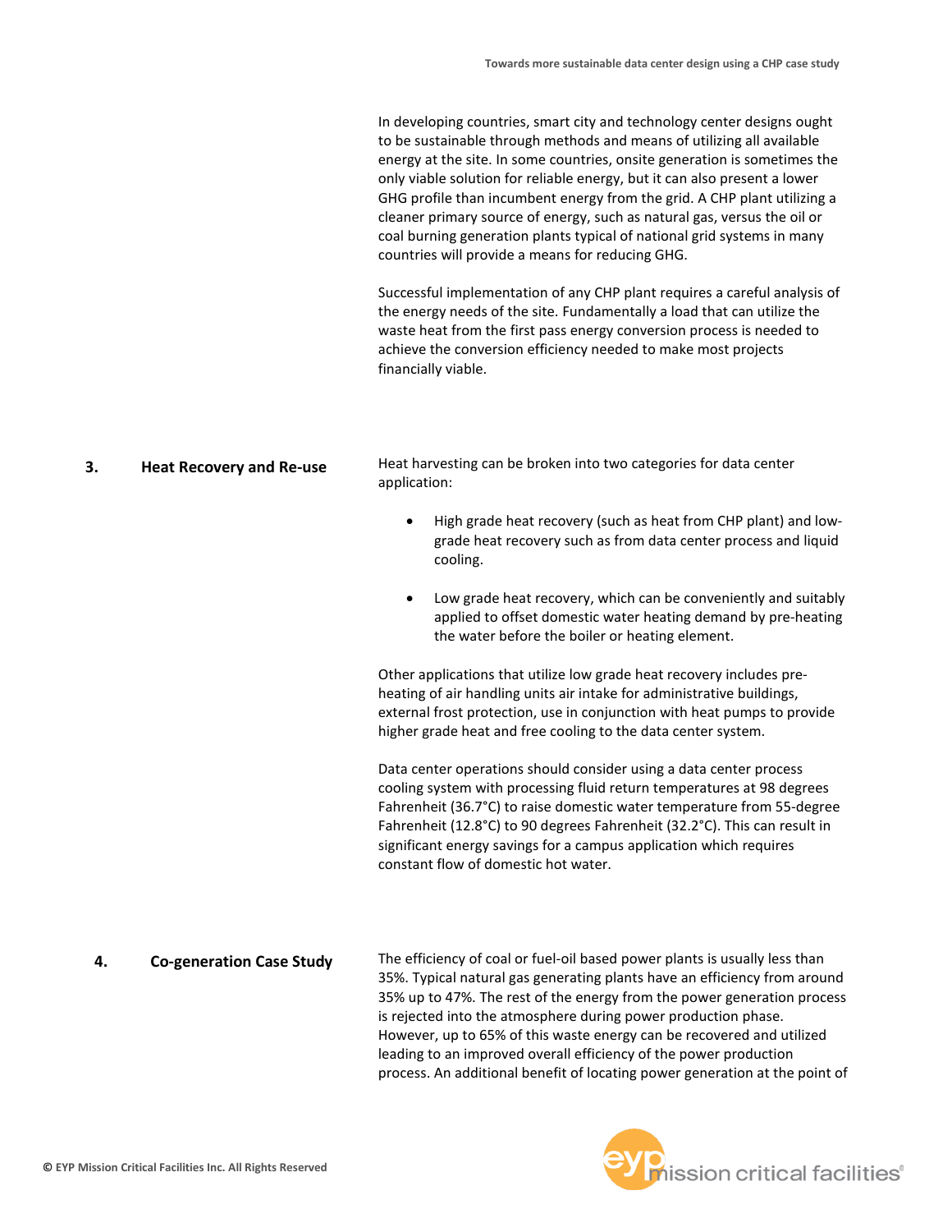In developing countries, smart city and technology center designs ought to be sustainable through methods and means of utilizing all available energy at the site. In some countries, onsite generation is sometimes the only viable solution for reliable energy, but it can also present a lower GHG profile than incumbent energy from the grid. A CHP plant utilizing a cleaner primary source of energy, such as natural gas, versus the oil or coal burning generation plants typical of national grid systems in many countries will provide a means for reducing GHG.

Successful implementation of any CHP plant requires a careful analysis of the energy needs of the site. Fundamentally a load that can utilize the waste heat from the first pass energy conversion process is needed to achieve the conversion efficiency needed to make most projects financially viable.

## 3. Heat Recovery and Re-use

Heat harvesting can be broken into two categories for data center application:

- High grade heat recovery (such as heat from CHP plant) and low-grade heat recovery such as from data center process and liquid cooling.
- Low grade heat recovery, which can be conveniently and suitably applied to offset domestic water heating demand by pre-heating the water before the boiler or heating element.

Other applications that utilize low grade heat recovery includes pre-heating of air handling units air intake for administrative buildings, external frost protection, use in conjunction with heat pumps to provide higher grade heat and free cooling to the data center system.

Data center operations should consider using a data center process cooling system with processing fluid return temperatures at 98 degrees Fahrenheit (36.7°C) to raise domestic water temperature from 55-degree Fahrenheit (12.8°C) to 90 degrees Fahrenheit (32.2°C). This can result in significant energy savings for a campus application which requires constant flow of domestic hot water.

## 4. Co-generation Case Study

The efficiency of coal or fuel-oil based power plants is usually less than 35%. Typical natural gas generating plants have an efficiency from around 35% up to 47%. The rest of the energy from the power generation process is rejected into the atmosphere during power production phase. However, up to 65% of this waste energy can be recovered and utilized leading to an improved overall efficiency of the power production process. An additional benefit of locating power generation at the point of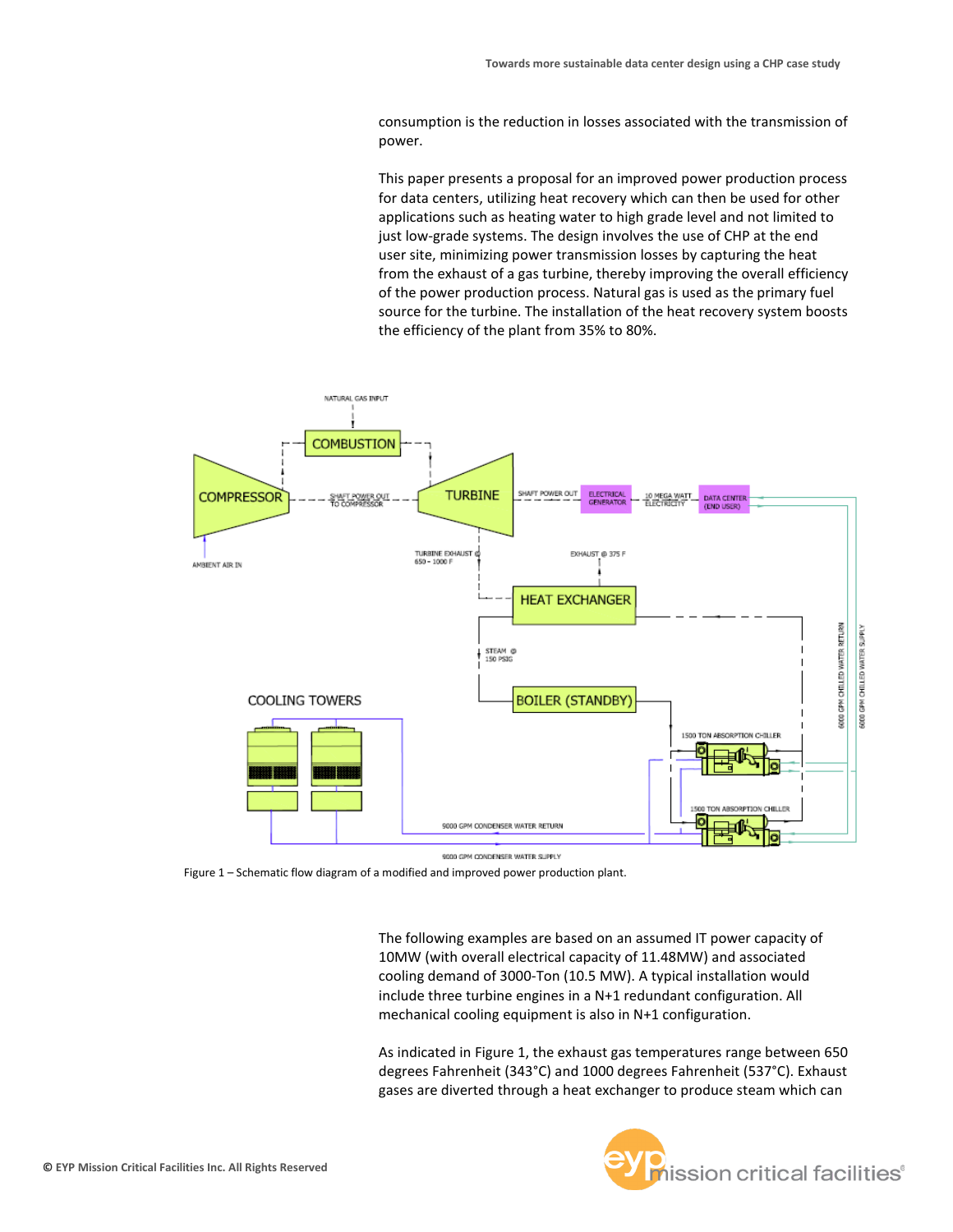consumption is the reduction in losses associated with the transmission of power.

This paper presents a proposal for an improved power production process for data centers, utilizing heat recovery which can then be used for other applications such as heating water to high grade level and not limited to just low-grade systems. The design involves the use of CHP at the end user site, minimizing power transmission losses by capturing the heat from the exhaust of a gas turbine, thereby improving the overall efficiency of the power production process. Natural gas is used as the primary fuel source for the turbine. The installation of the heat recovery system boosts the efficiency of the plant from 35% to 80%.

Figure 1 – Schematic flow diagram of a modified and improved power production plant.

The following examples are based on an assumed IT power capacity of 10MW (with overall electrical capacity of 11.48MW) and associated cooling demand of 3000-Ton (10.5 MW). A typical installation would include three turbine engines in a N+1 redundant configuration. All mechanical cooling equipment is also in N+1 configuration.

As indicated in Figure 1, the exhaust gas temperatures range between 650 degrees Fahrenheit (343°C) and 1000 degrees Fahrenheit (537°C). Exhaust gases are diverted through a heat exchanger to produce steam which can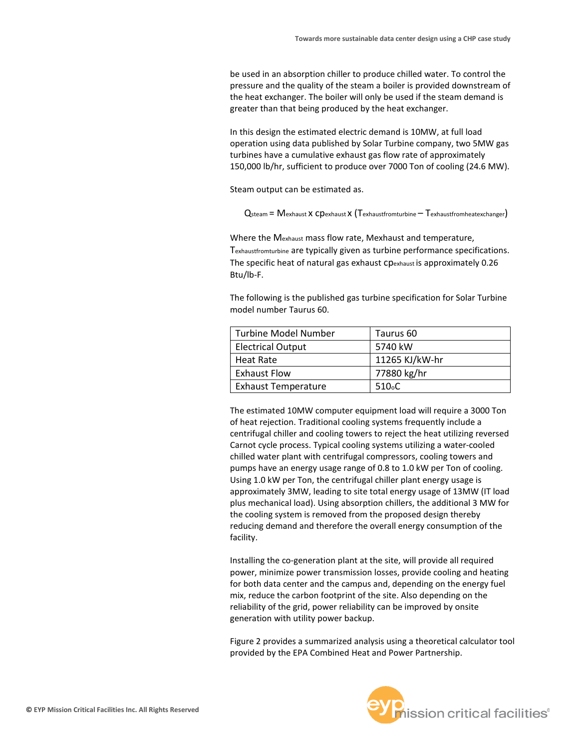be used in an absorption chiller to produce chilled water. To control the pressure and the quality of the steam a boiler is provided downstream of the heat exchanger. The boiler will only be used if the steam demand is greater than that being produced by the heat exchanger.

In this design the estimated electric demand is 10MW, at full load operation using data published by Solar Turbine company, two 5MW gas turbines have a cumulative exhaust gas flow rate of approximately 150,000 lb/hr, sufficient to produce over 7000 Ton of cooling (24.6 MW).

Steam output can be estimated as.

$$Q_{steam} = M_{exhaust} \times cp_{exhaust} \times (T_{exhaustfromturbine} - T_{exhaustfromheatexchanger})$$

Where the $M_{exhaust}$ mass flow rate, Mexhaust and temperature, $T_{exhaustfromturbine}$ are typically given as turbine performance specifications. The specific heat of natural gas exhaust $cp_{exhaust}$ is approximately 0.26 Btu/lb-F.

The following is the published gas turbine specification for Solar Turbine model number Taurus 60.

| Turbine Model Number | Taurus 60 |
|---|---|
| Electrical Output | 5740 kW |
| Heat Rate | 11265 KJ/kW-hr |
| Exhaust Flow | 77880 kg/hr |
| Exhaust Temperature | 510$_o$C |

The estimated 10MW computer equipment load will require a 3000 Ton of heat rejection. Traditional cooling systems frequently include a centrifugal chiller and cooling towers to reject the heat utilizing reversed Carnot cycle process. Typical cooling systems utilizing a water-cooled chilled water plant with centrifugal compressors, cooling towers and pumps have an energy usage range of 0.8 to 1.0 kW per Ton of cooling. Using 1.0 kW per Ton, the centrifugal chiller plant energy usage is approximately 3MW, leading to site total energy usage of 13MW (IT load plus mechanical load). Using absorption chillers, the additional 3 MW for the cooling system is removed from the proposed design thereby reducing demand and therefore the overall energy consumption of the facility.

Installing the co-generation plant at the site, will provide all required power, minimize power transmission losses, provide cooling and heating for both data center and the campus and, depending on the energy fuel mix, reduce the carbon footprint of the site. Also depending on the reliability of the grid, power reliability can be improved by onsite generation with utility power backup.

Figure 2 provides a summarized analysis using a theoretical calculator tool provided by the EPA Combined Heat and Power Partnership.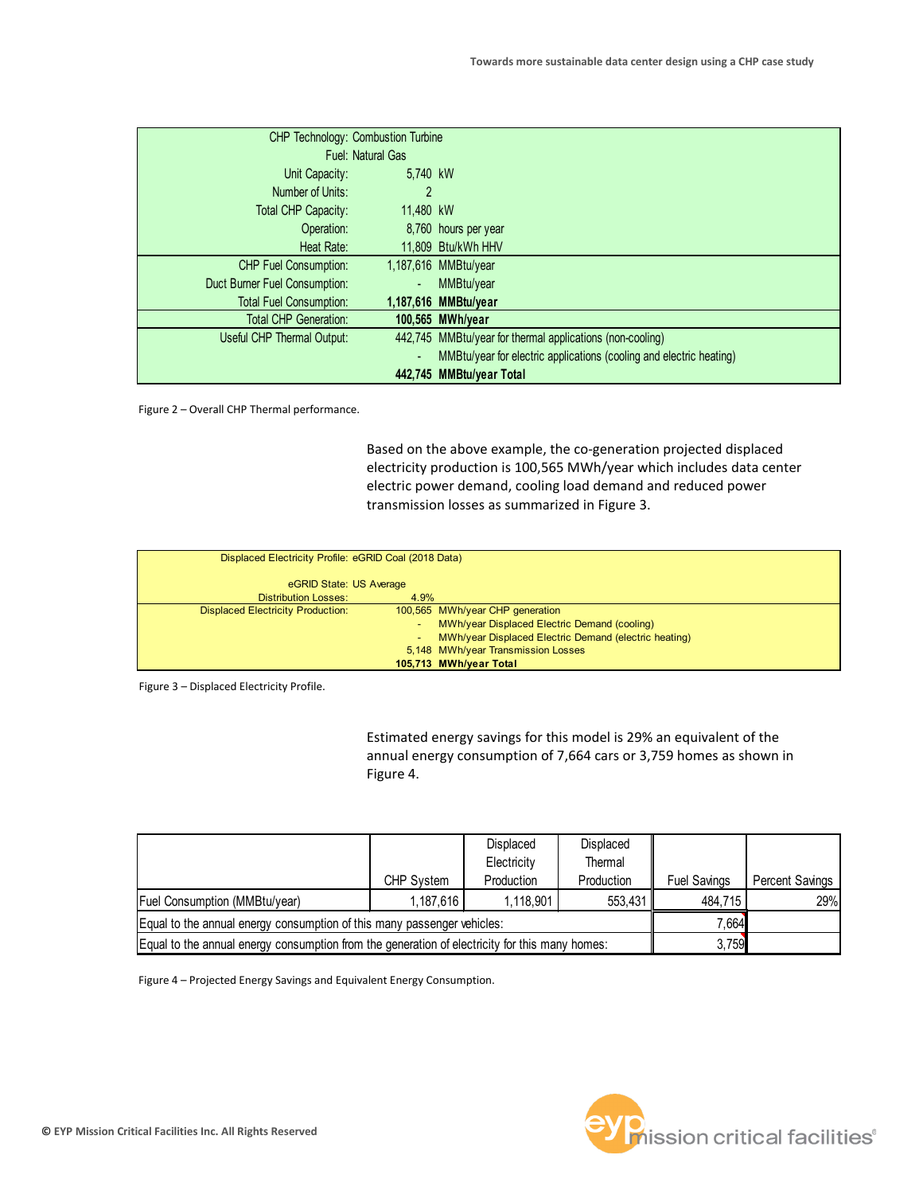| | | |
|---|---|---|
| CHP Technology: | Combustion Turbine | |
| Fuel: | Natural Gas | |
| Unit Capacity: | 5,740 | kW |
| Number of Units: | 2 | |
| Total CHP Capacity: | 11,480 | kW |
| Operation: | 8,760 | hours per year |
| Heat Rate: | 11,809 | Btu/kWh HHV |
| CHP Fuel Consumption: | 1,187,616 | MMBtu/year |
| Duct Burner Fuel Consumption: | - | MMBtu/year |
| Total Fuel Consumption: | **1,187,616** | **MMBtu/year** |
| Total CHP Generation: | **100,565** | **MWh/year** |
| Useful CHP Thermal Output: | 442,745 | MMBtu/year for thermal applications (non-cooling) |
| | - | MMBtu/year for electric applications (cooling and electric heating) |
| | **442,745** | **MMBtu/year Total** |

Figure 2 – Overall CHP Thermal performance.

Based on the above example, the co-generation projected displaced electricity production is 100,565 MWh/year which includes data center electric power demand, cooling load demand and reduced power transmission losses as summarized in Figure 3.

| | | |
|---|---|---|
| Displaced Electricity Profile: | eGRID Coal (2018 Data) | |
| eGRID State: | US Average | |
| Distribution Losses: | 4.9% | |
| Displaced Electricity Production: | 100,565 | MWh/year CHP generation |
| | - | MWh/year Displaced Electric Demand (cooling) |
| | - | MWh/year Displaced Electric Demand (electric heating) |
| | 5,148 | MWh/year Transmission Losses |
| | **105,713** | **MWh/year Total** |

Figure 3 – Displaced Electricity Profile.

Estimated energy savings for this model is 29% an equivalent of the annual energy consumption of 7,664 cars or 3,759 homes as shown in Figure 4.

| | CHP System | Displaced Electricity Production | Displaced Thermal Production | Fuel Savings | Percent Savings |
|---|---|---|---|---|---|
| Fuel Consumption (MMBtu/year) | 1,187,616 | 1,118,901 | 553,431 | 484,715 | 29% |
| Equal to the annual energy consumption of this many passenger vehicles: | | | | 7,664 | |
| Equal to the annual energy consumption from the generation of electricity for this many homes: | | | | 3,759 | |

Figure 4 – Projected Energy Savings and Equivalent Energy Consumption.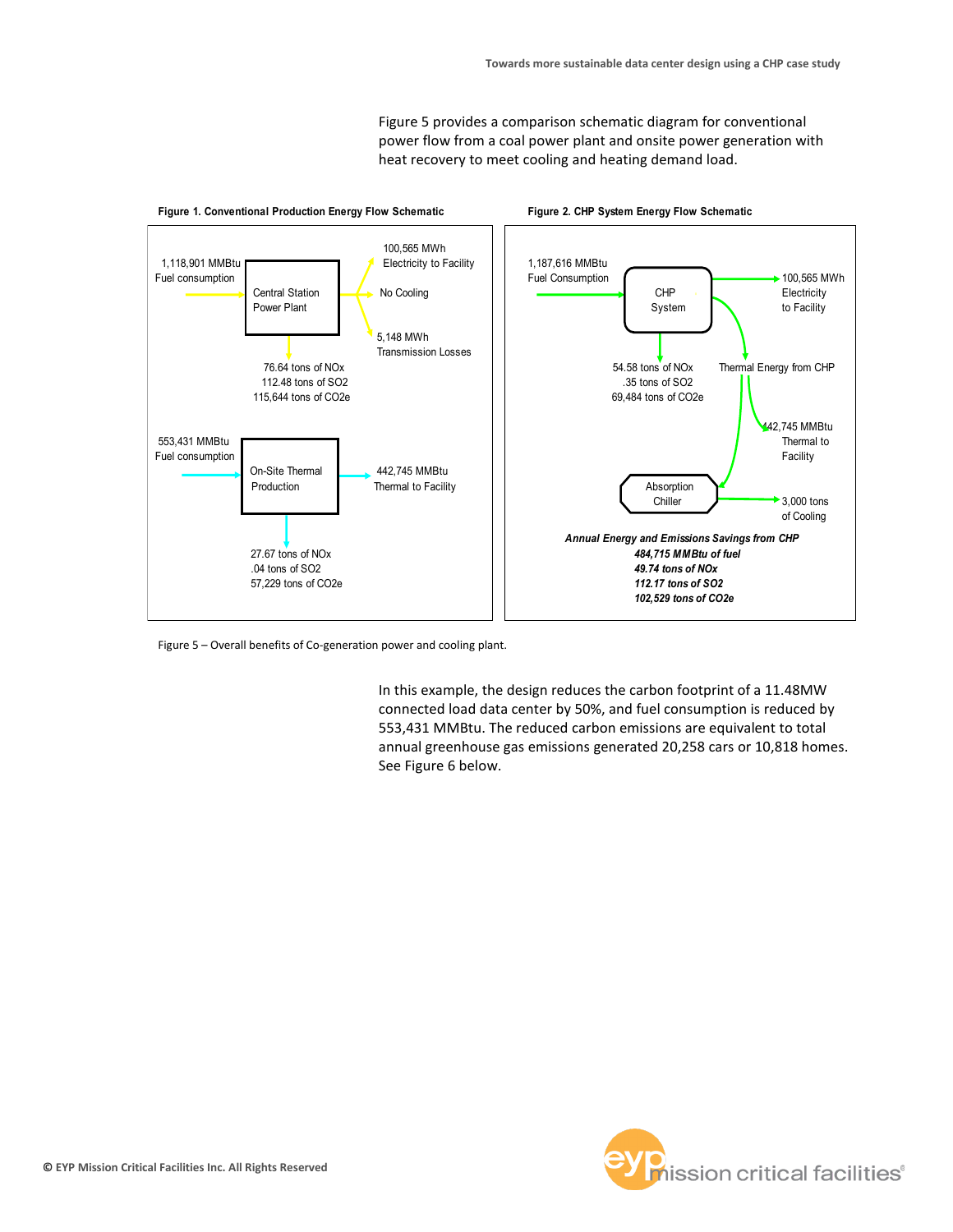Figure 5 provides a comparison schematic diagram for conventional power flow from a coal power plant and onsite power generation with heat recovery to meet cooling and heating demand load.

**Figure 1. Conventional Production Energy Flow Schematic**

1,118,901 MMBtu Fuel consumption → Central Station Power Plant → 100,565 MWh Electricity to Facility; No Cooling; 5,148 MWh Transmission Losses

76.64 tons of NOx
112.48 tons of SO2
115,644 tons of CO2e

553,431 MMBtu Fuel consumption → On-Site Thermal Production → 442,745 MMBtu Thermal to Facility

27.67 tons of NOx
.04 tons of SO2
57,229 tons of CO2e

**Figure 2. CHP System Energy Flow Schematic**

1,187,616 MMBtu Fuel Consumption → CHP System → 100,565 MWh Electricity to Facility

54.58 tons of NOx
.35 tons of SO2
69,484 tons of CO2e

Thermal Energy from CHP → 442,745 MMBtu Thermal to Facility

Absorption Chiller → 3,000 tons of Cooling

***Annual Energy and Emissions Savings from CHP***
***484,715 MMBtu of fuel***
***49.74 tons of NOx***
***112.17 tons of SO2***
***102,529 tons of CO2e***

Figure 5 – Overall benefits of Co-generation power and cooling plant.

In this example, the design reduces the carbon footprint of a 11.48MW connected load data center by 50%, and fuel consumption is reduced by 553,431 MMBtu. The reduced carbon emissions are equivalent to total annual greenhouse gas emissions generated 20,258 cars or 10,818 homes. See Figure 6 below.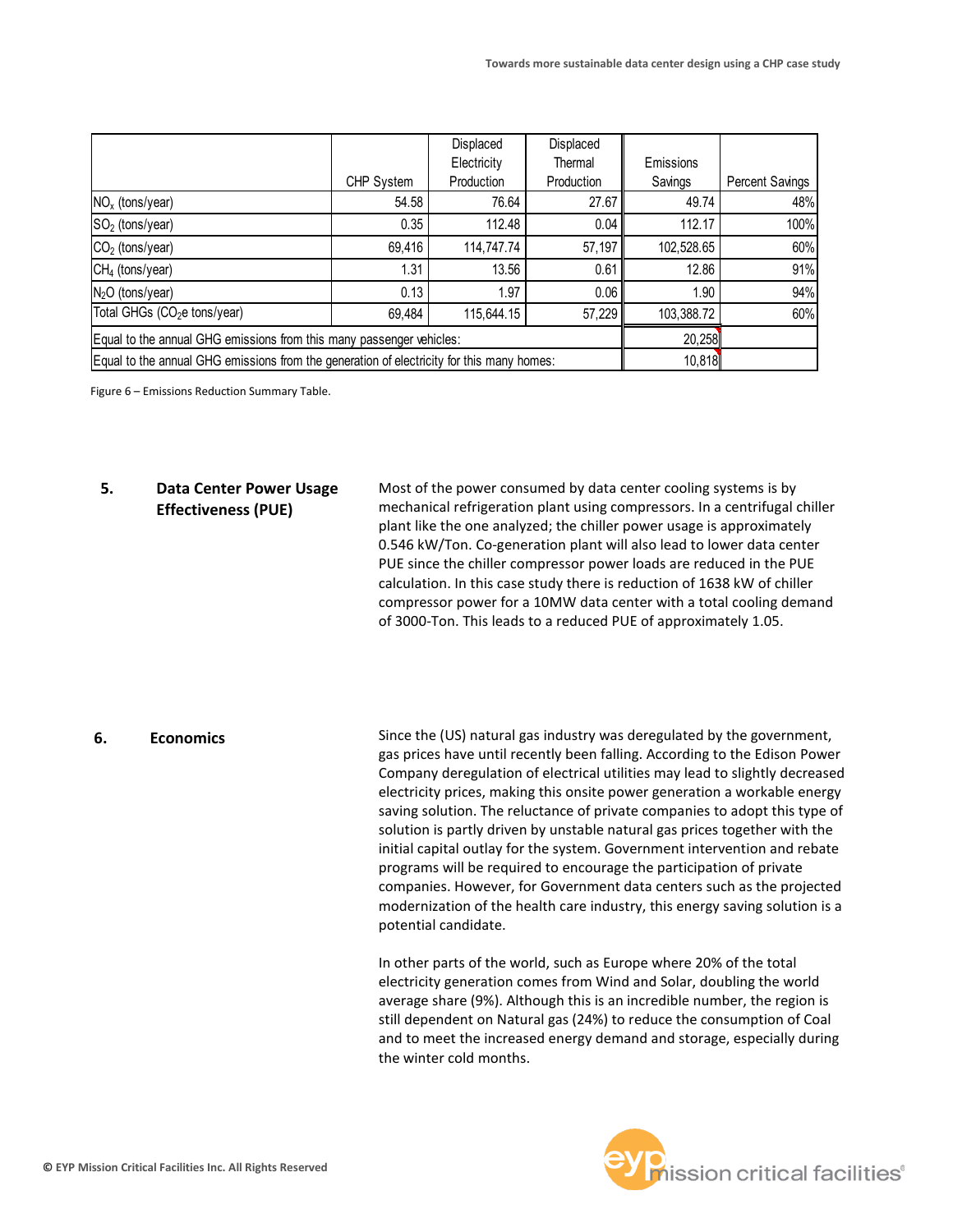|  | CHP System | Displaced Electricity Production | Displaced Thermal Production | Emissions Savings | Percent Savings |
|---|---|---|---|---|---|
| $NO_x$ (tons/year) | 54.58 | 76.64 | 27.67 | 49.74 | 48% |
| $SO_2$ (tons/year) | 0.35 | 112.48 | 0.04 | 112.17 | 100% |
| $CO_2$ (tons/year) | 69,416 | 114,747.74 | 57,197 | 102,528.65 | 60% |
| $CH_4$ (tons/year) | 1.31 | 13.56 | 0.61 | 12.86 | 91% |
| $N_2O$ (tons/year) | 0.13 | 1.97 | 0.06 | 1.90 | 94% |
| Total GHGs ($CO_2e$ tons/year) | 69,484 | 115,644.15 | 57,229 | 103,388.72 | 60% |
| Equal to the annual GHG emissions from this many passenger vehicles: | | | | 20,258 | |
| Equal to the annual GHG emissions from the generation of electricity for this many homes: | | | | 10,818 | |

Figure 6 – Emissions Reduction Summary Table.

## 5. Data Center Power Usage Effectiveness (PUE)

Most of the power consumed by data center cooling systems is by mechanical refrigeration plant using compressors. In a centrifugal chiller plant like the one analyzed; the chiller power usage is approximately 0.546 kW/Ton. Co-generation plant will also lead to lower data center PUE since the chiller compressor power loads are reduced in the PUE calculation. In this case study there is reduction of 1638 kW of chiller compressor power for a 10MW data center with a total cooling demand of 3000-Ton. This leads to a reduced PUE of approximately 1.05.

## 6. Economics

Since the (US) natural gas industry was deregulated by the government, gas prices have until recently been falling. According to the Edison Power Company deregulation of electrical utilities may lead to slightly decreased electricity prices, making this onsite power generation a workable energy saving solution. The reluctance of private companies to adopt this type of solution is partly driven by unstable natural gas prices together with the initial capital outlay for the system. Government intervention and rebate programs will be required to encourage the participation of private companies. However, for Government data centers such as the projected modernization of the health care industry, this energy saving solution is a potential candidate.

In other parts of the world, such as Europe where 20% of the total electricity generation comes from Wind and Solar, doubling the world average share (9%). Although this is an incredible number, the region is still dependent on Natural gas (24%) to reduce the consumption of Coal and to meet the increased energy demand and storage, especially during the winter cold months.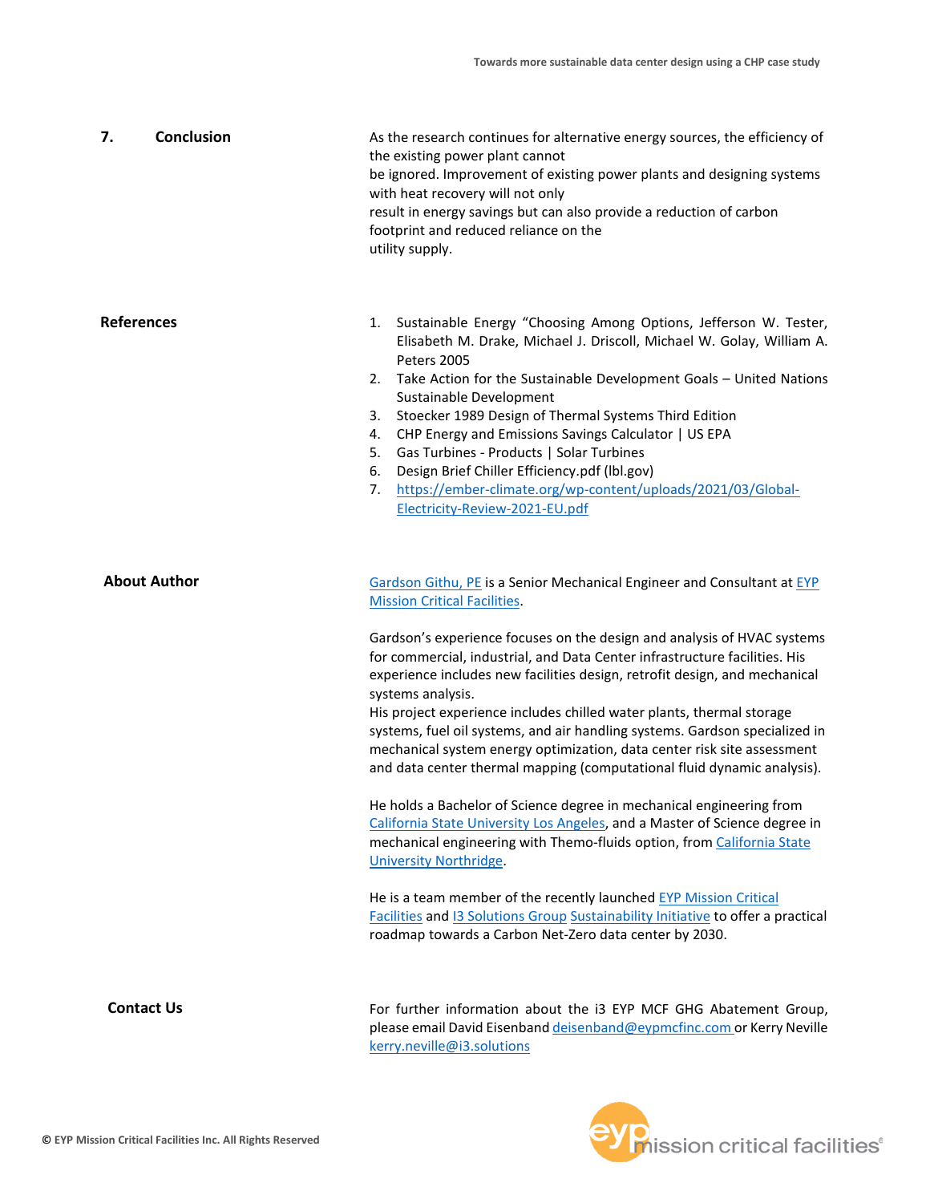## 7. Conclusion

As the research continues for alternative energy sources, the efficiency of the existing power plant cannot be ignored. Improvement of existing power plants and designing systems with heat recovery will not only result in energy savings but can also provide a reduction of carbon footprint and reduced reliance on the utility supply.

## References

1. Sustainable Energy "Choosing Among Options, Jefferson W. Tester, Elisabeth M. Drake, Michael J. Driscoll, Michael W. Golay, William A. Peters 2005
2. Take Action for the Sustainable Development Goals – United Nations Sustainable Development
3. Stoecker 1989 Design of Thermal Systems Third Edition
4. CHP Energy and Emissions Savings Calculator | US EPA
5. Gas Turbines - Products | Solar Turbines
6. Design Brief Chiller Efficiency.pdf (lbl.gov)
7. https://ember-climate.org/wp-content/uploads/2021/03/Global-Electricity-Review-2021-EU.pdf

## About Author

Gardson Githu, PE is a Senior Mechanical Engineer and Consultant at EYP Mission Critical Facilities.

Gardson's experience focuses on the design and analysis of HVAC systems for commercial, industrial, and Data Center infrastructure facilities. His experience includes new facilities design, retrofit design, and mechanical systems analysis.
His project experience includes chilled water plants, thermal storage systems, fuel oil systems, and air handling systems. Gardson specialized in mechanical system energy optimization, data center risk site assessment and data center thermal mapping (computational fluid dynamic analysis).

He holds a Bachelor of Science degree in mechanical engineering from California State University Los Angeles, and a Master of Science degree in mechanical engineering with Themo-fluids option, from California State University Northridge.

He is a team member of the recently launched EYP Mission Critical Facilities and I3 Solutions Group Sustainability Initiative to offer a practical roadmap towards a Carbon Net-Zero data center by 2030.

## Contact Us

For further information about the i3 EYP MCF GHG Abatement Group, please email David Eisenband deisenband@eypmcfinc.com or Kerry Neville kerry.neville@i3.solutions